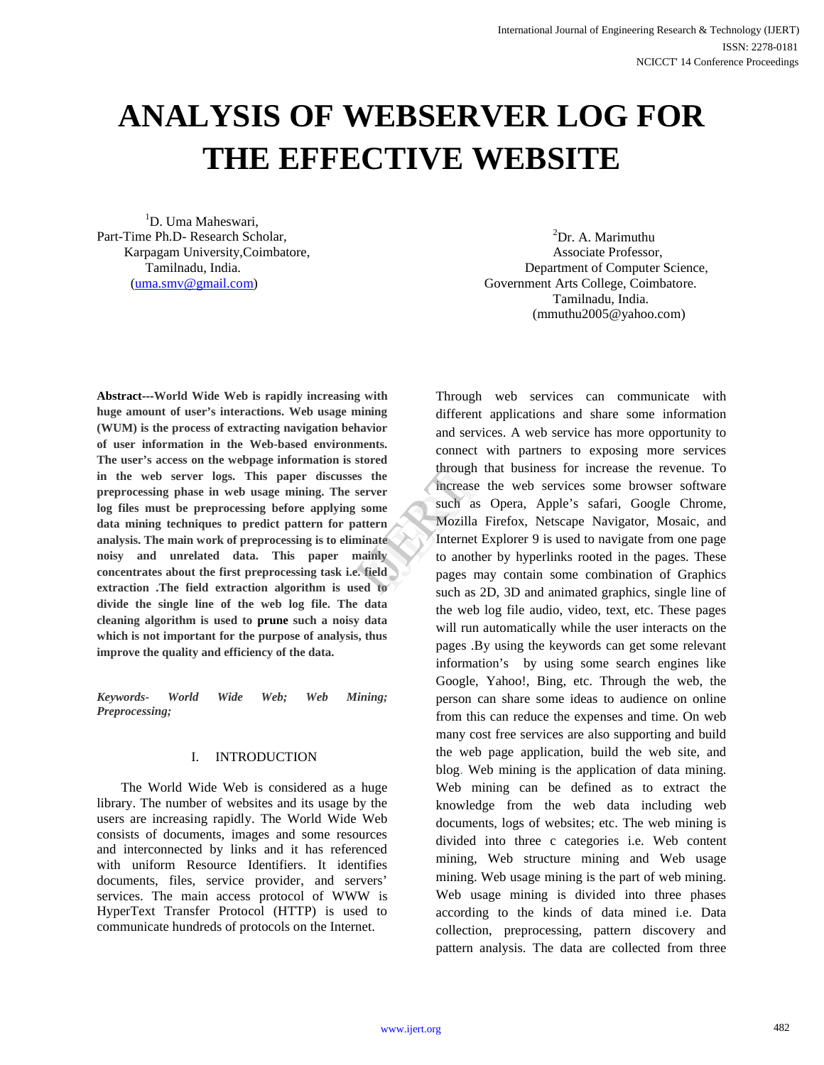# ANALYSIS OF WEBSERVER LOG FOR THE EFFECTIVE WEBSITE

[1]D. Uma Maheswari,
Part-Time Ph.D- Research Scholar,
Karpagam University,Coimbatore,
Tamilnadu, India.
(uma.smv@gmail.com)

[2]Dr. A. Marimuthu
Associate Professor,
Department of Computer Science,
Government Arts College, Coimbatore.
Tamilnadu, India.
(mmuthu2005@yahoo.com)

**Abstract---World Wide Web is rapidly increasing with huge amount of user's interactions. Web usage mining (WUM) is the process of extracting navigation behavior of user information in the Web-based environments. The user's access on the webpage information is stored in the web server logs. This paper discusses the preprocessing phase in web usage mining. The server log files must be preprocessing before applying some data mining techniques to predict pattern for pattern analysis. The main work of preprocessing is to eliminate noisy and unrelated data. This paper mainly concentrates about the first preprocessing task i.e. field extraction .The field extraction algorithm is used to divide the single line of the web log file. The data cleaning algorithm is used to prune such a noisy data which is not important for the purpose of analysis, thus improve the quality and efficiency of the data.**

***Keywords- World Wide Web; Web Mining; Preprocessing;***

## I. INTRODUCTION

The World Wide Web is considered as a huge library. The number of websites and its usage by the users are increasing rapidly. The World Wide Web consists of documents, images and some resources and interconnected by links and it has referenced with uniform Resource Identifiers. It identifies documents, files, service provider, and servers' services. The main access protocol of WWW is HyperText Transfer Protocol (HTTP) is used to communicate hundreds of protocols on the Internet.

Through web services can communicate with different applications and share some information and services. A web service has more opportunity to connect with partners to exposing more services through that business for increase the revenue. To increase the web services some browser software such as Opera, Apple's safari, Google Chrome, Mozilla Firefox, Netscape Navigator, Mosaic, and Internet Explorer 9 is used to navigate from one page to another by hyperlinks rooted in the pages. These pages may contain some combination of Graphics such as 2D, 3D and animated graphics, single line of the web log file audio, video, text, etc. These pages will run automatically while the user interacts on the pages .By using the keywords can get some relevant information's by using some search engines like Google, Yahoo!, Bing, etc. Through the web, the person can share some ideas to audience on online from this can reduce the expenses and time. On web many cost free services are also supporting and build the web page application, build the web site, and blog. Web mining is the application of data mining. Web mining can be defined as to extract the knowledge from the web data including web documents, logs of websites; etc. The web mining is divided into three c categories i.e. Web content mining, Web structure mining and Web usage mining. Web usage mining is the part of web mining. Web usage mining is divided into three phases according to the kinds of data mined i.e. Data collection, preprocessing, pattern discovery and pattern analysis. The data are collected from three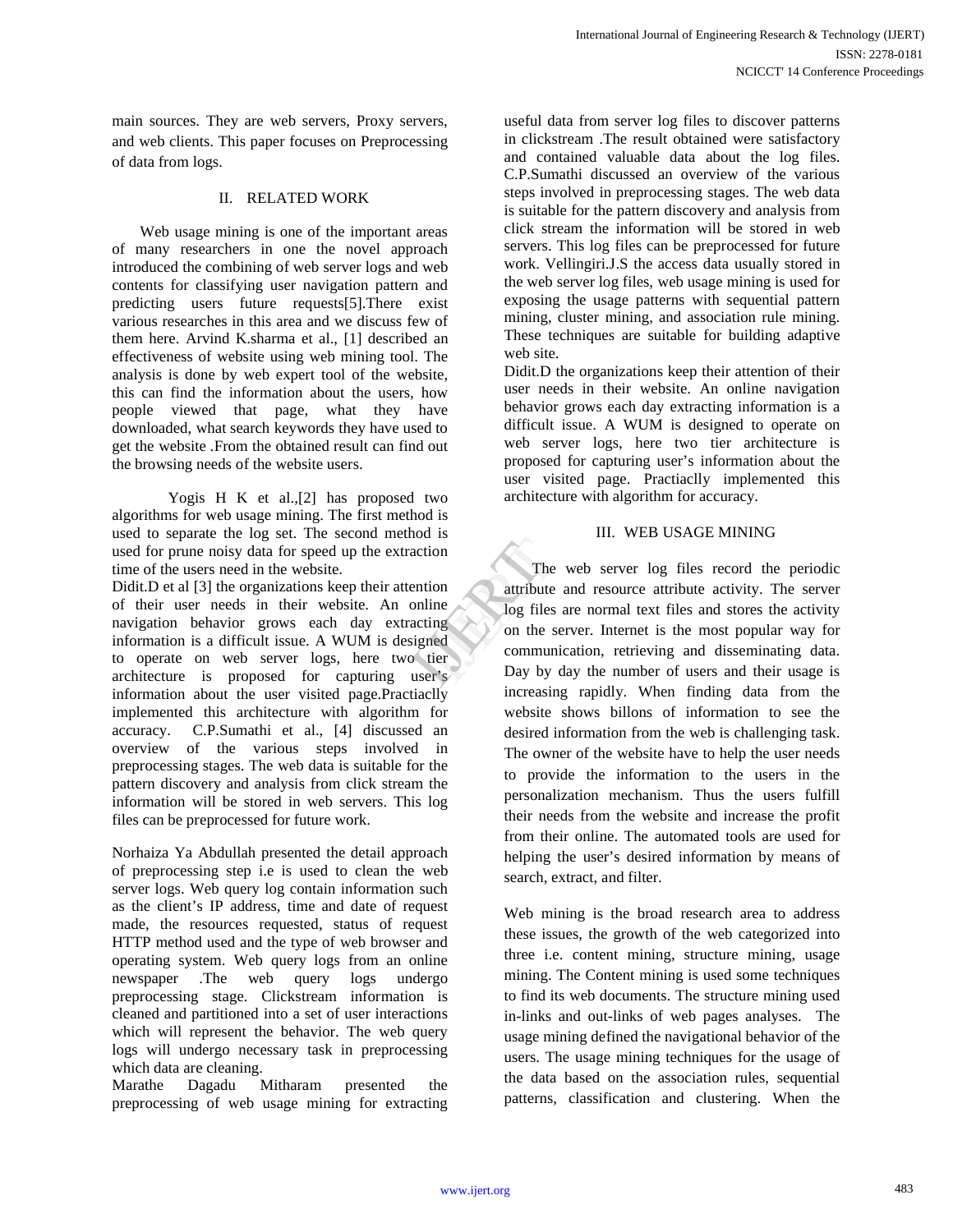main sources. They are web servers, Proxy servers, and web clients. This paper focuses on Preprocessing of data from logs.

## II. RELATED WORK

Web usage mining is one of the important areas of many researchers in one the novel approach introduced the combining of web server logs and web contents for classifying user navigation pattern and predicting users future requests[5].There exist various researches in this area and we discuss few of them here. Arvind K.sharma et al., [1] described an effectiveness of website using web mining tool. The analysis is done by web expert tool of the website, this can find the information about the users, how people viewed that page, what they have downloaded, what search keywords they have used to get the website .From the obtained result can find out the browsing needs of the website users.

Yogis H K et al.,[2] has proposed two algorithms for web usage mining. The first method is used to separate the log set. The second method is used for prune noisy data for speed up the extraction time of the users need in the website.

Didit.D et al [3] the organizations keep their attention of their user needs in their website. An online navigation behavior grows each day extracting information is a difficult issue. A WUM is designed to operate on web server logs, here two tier architecture is proposed for capturing user's information about the user visited page.Practiaclly implemented this architecture with algorithm for accuracy. C.P.Sumathi et al., [4] discussed an overview of the various steps involved in preprocessing stages. The web data is suitable for the pattern discovery and analysis from click stream the information will be stored in web servers. This log files can be preprocessed for future work.

Norhaiza Ya Abdullah presented the detail approach of preprocessing step i.e is used to clean the web server logs. Web query log contain information such as the client's IP address, time and date of request made, the resources requested, status of request HTTP method used and the type of web browser and operating system. Web query logs from an online newspaper .The web query logs undergo preprocessing stage. Clickstream information is cleaned and partitioned into a set of user interactions which will represent the behavior. The web query logs will undergo necessary task in preprocessing which data are cleaning.

Marathe Dagadu Mitharam presented the preprocessing of web usage mining for extracting useful data from server log files to discover patterns in clickstream .The result obtained were satisfactory and contained valuable data about the log files. C.P.Sumathi discussed an overview of the various steps involved in preprocessing stages. The web data is suitable for the pattern discovery and analysis from click stream the information will be stored in web servers. This log files can be preprocessed for future work. Vellingiri.J.S the access data usually stored in the web server log files, web usage mining is used for exposing the usage patterns with sequential pattern mining, cluster mining, and association rule mining. These techniques are suitable for building adaptive web site.

Didit.D the organizations keep their attention of their user needs in their website. An online navigation behavior grows each day extracting information is a difficult issue. A WUM is designed to operate on web server logs, here two tier architecture is proposed for capturing user's information about the user visited page. Practiaclly implemented this architecture with algorithm for accuracy.

## III. WEB USAGE MINING

The web server log files record the periodic attribute and resource attribute activity. The server log files are normal text files and stores the activity on the server. Internet is the most popular way for communication, retrieving and disseminating data. Day by day the number of users and their usage is increasing rapidly. When finding data from the website shows billons of information to see the desired information from the web is challenging task. The owner of the website have to help the user needs to provide the information to the users in the personalization mechanism. Thus the users fulfill their needs from the website and increase the profit from their online. The automated tools are used for helping the user's desired information by means of search, extract, and filter.

Web mining is the broad research area to address these issues, the growth of the web categorized into three i.e. content mining, structure mining, usage mining. The Content mining is used some techniques to find its web documents. The structure mining used in-links and out-links of web pages analyses. The usage mining defined the navigational behavior of the users. The usage mining techniques for the usage of the data based on the association rules, sequential patterns, classification and clustering. When the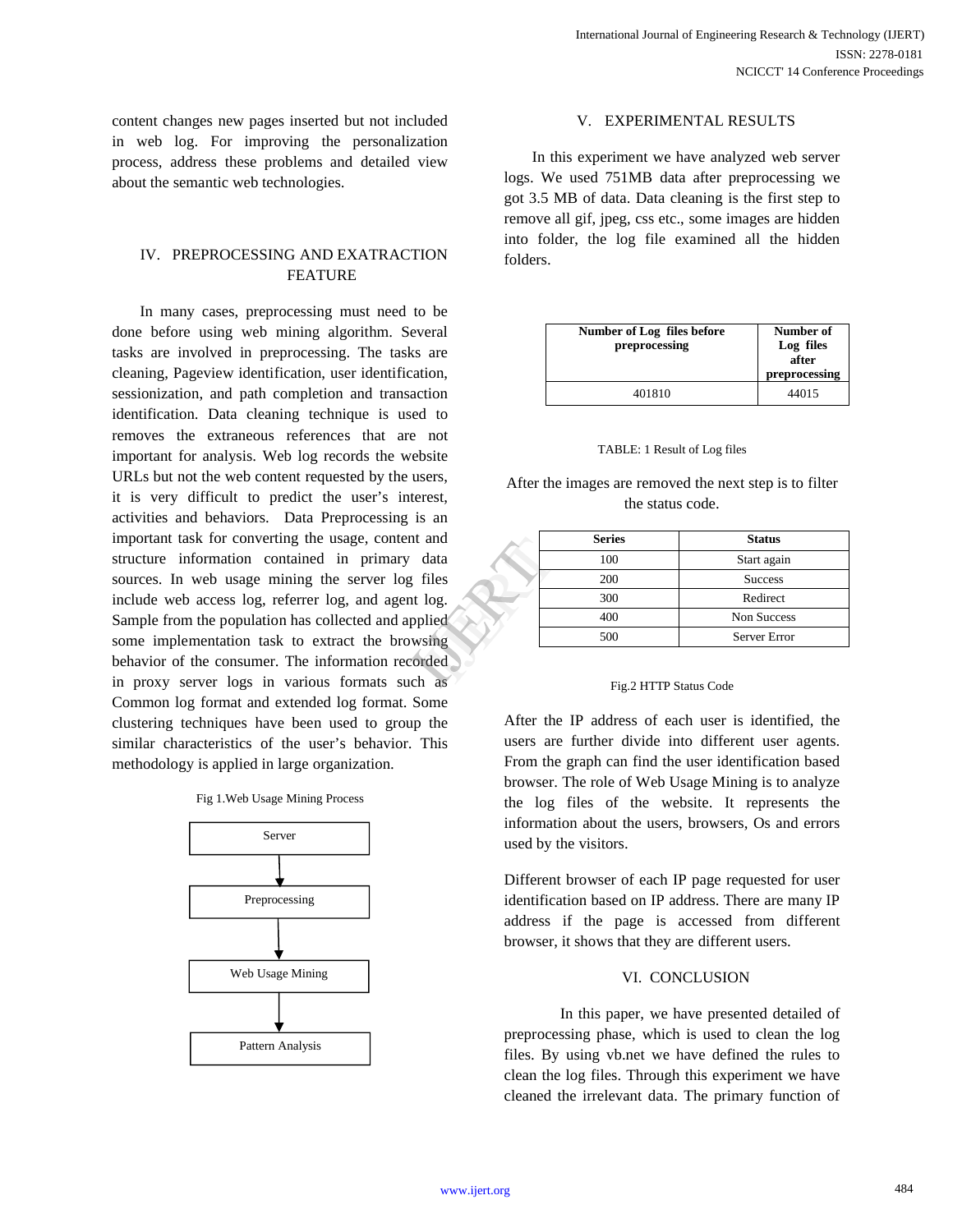content changes new pages inserted but not included in web log. For improving the personalization process, address these problems and detailed view about the semantic web technologies.

## IV. PREPROCESSING AND EXATRACTION FEATURE

In many cases, preprocessing must need to be done before using web mining algorithm. Several tasks are involved in preprocessing. The tasks are cleaning, Pageview identification, user identification, sessionization, and path completion and transaction identification. Data cleaning technique is used to removes the extraneous references that are not important for analysis. Web log records the website URLs but not the web content requested by the users, it is very difficult to predict the user's interest, activities and behaviors. Data Preprocessing is an important task for converting the usage, content and structure information contained in primary data sources. In web usage mining the server log files include web access log, referrer log, and agent log. Sample from the population has collected and applied some implementation task to extract the browsing behavior of the consumer. The information recorded in proxy server logs in various formats such as Common log format and extended log format. Some clustering techniques have been used to group the similar characteristics of the user's behavior. This methodology is applied in large organization.

Fig 1.Web Usage Mining Process

Server → Preprocessing → Web Usage Mining → Pattern Analysis

## V. EXPERIMENTAL RESULTS

In this experiment we have analyzed web server logs. We used 751MB data after preprocessing we got 3.5 MB of data. Data cleaning is the first step to remove all gif, jpeg, css etc., some images are hidden into folder, the log file examined all the hidden folders.

| Number of Log files before preprocessing | Number of Log files after preprocessing |
|---|---|
| 401810 | 44015 |

TABLE: 1 Result of Log files

After the images are removed the next step is to filter the status code.

| Series | Status |
|---|---|
| 100 | Start again |
| 200 | Success |
| 300 | Redirect |
| 400 | Non Success |
| 500 | Server Error |

Fig.2 HTTP Status Code

After the IP address of each user is identified, the users are further divide into different user agents. From the graph can find the user identification based browser. The role of Web Usage Mining is to analyze the log files of the website. It represents the information about the users, browsers, Os and errors used by the visitors.

Different browser of each IP page requested for user identification based on IP address. There are many IP address if the page is accessed from different browser, it shows that they are different users.

## VI. CONCLUSION

In this paper, we have presented detailed of preprocessing phase, which is used to clean the log files. By using vb.net we have defined the rules to clean the log files. Through this experiment we have cleaned the irrelevant data. The primary function of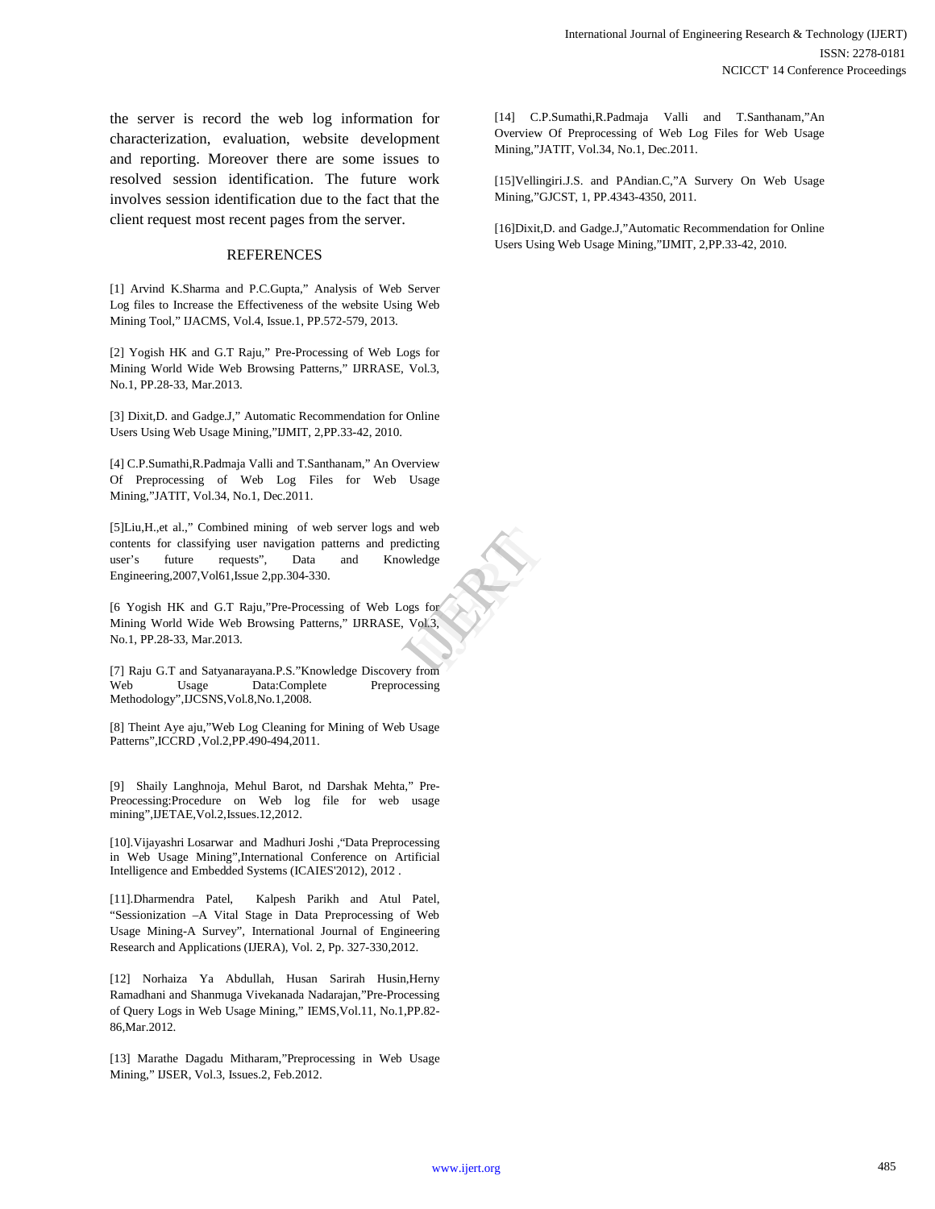the server is record the web log information for characterization, evaluation, website development and reporting. Moreover there are some issues to resolved session identification. The future work involves session identification due to the fact that the client request most recent pages from the server.

## REFERENCES

[1] Arvind K.Sharma and P.C.Gupta," Analysis of Web Server Log files to Increase the Effectiveness of the website Using Web Mining Tool," IJACMS, Vol.4, Issue.1, PP.572-579, 2013.

[2] Yogish HK and G.T Raju," Pre-Processing of Web Logs for Mining World Wide Web Browsing Patterns," IJRRASE, Vol.3, No.1, PP.28-33, Mar.2013.

[3] Dixit,D. and Gadge.J," Automatic Recommendation for Online Users Using Web Usage Mining,"IJMIT, 2,PP.33-42, 2010.

[4] C.P.Sumathi,R.Padmaja Valli and T.Santhanam," An Overview Of Preprocessing of Web Log Files for Web Usage Mining,"JATIT, Vol.34, No.1, Dec.2011.

[5]Liu,H.,et al.," Combined mining of web server logs and web contents for classifying user navigation patterns and predicting user's future requests", Data and Knowledge Engineering,2007,Vol61,Issue 2,pp.304-330.

[6 Yogish HK and G.T Raju,"Pre-Processing of Web Logs for Mining World Wide Web Browsing Patterns," IJRRASE, Vol.3, No.1, PP.28-33, Mar.2013.

[7] Raju G.T and Satyanarayana.P.S."Knowledge Discovery from Web Usage Data:Complete Preprocessing Methodology",IJCSNS,Vol.8,No.1,2008.

[8] Theint Aye aju,"Web Log Cleaning for Mining of Web Usage Patterns",ICCRD ,Vol.2,PP.490-494,2011.

[9] Shaily Langhnoja, Mehul Barot, nd Darshak Mehta," Pre-Preocessing:Procedure on Web log file for web usage mining",IJETAE,Vol.2,Issues.12,2012.

[10].Vijayashri Losarwar and Madhuri Joshi ,"Data Preprocessing in Web Usage Mining",International Conference on Artificial Intelligence and Embedded Systems (ICAIES'2012), 2012 .

[11].Dharmendra Patel, Kalpesh Parikh and Atul Patel, "Sessionization –A Vital Stage in Data Preprocessing of Web Usage Mining-A Survey", International Journal of Engineering Research and Applications (IJERA), Vol. 2, Pp. 327-330,2012.

[12] Norhaiza Ya Abdullah, Husan Sarirah Husin,Herny Ramadhani and Shanmuga Vivekanada Nadarajan,"Pre-Processing of Query Logs in Web Usage Mining," IEMS,Vol.11, No.1,PP.82-86,Mar.2012.

[13] Marathe Dagadu Mitharam,"Preprocessing in Web Usage Mining," IJSER, Vol.3, Issues.2, Feb.2012.

[14] C.P.Sumathi,R.Padmaja Valli and T.Santhanam,"An Overview Of Preprocessing of Web Log Files for Web Usage Mining,"JATIT, Vol.34, No.1, Dec.2011.

[15]Vellingiri.J.S. and PAndian.C,"A Survery On Web Usage Mining,"GJCST, 1, PP.4343-4350, 2011.

[16]Dixit,D. and Gadge.J,"Automatic Recommendation for Online Users Using Web Usage Mining,"IJMIT, 2,PP.33-42, 2010.